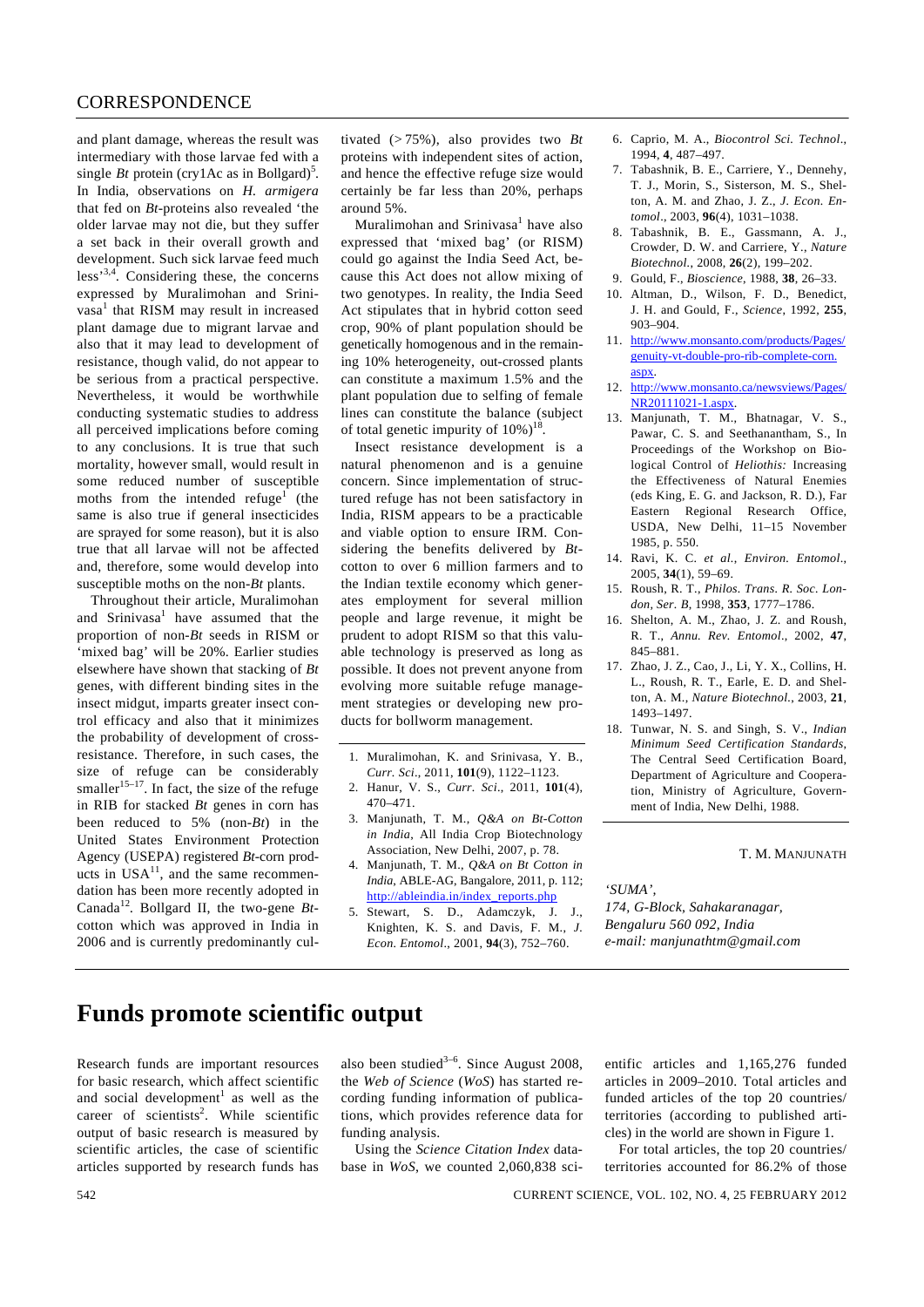and plant damage, whereas the result was intermediary with those larvae fed with a single *Bt* protein (cry1Ac as in Bollgard)[5]. In India, observations on *H. armigera* that fed on *Bt*-proteins also revealed 'the older larvae may not die, but they suffer a set back in their overall growth and development. Such sick larvae feed much less'[3,4]. Considering these, the concerns expressed by Muralimohan and Srinivasa[1] that RISM may result in increased plant damage due to migrant larvae and also that it may lead to development of resistance, though valid, do not appear to be serious from a practical perspective. Nevertheless, it would be worthwhile conducting systematic studies to address all perceived implications before coming to any conclusions. It is true that such mortality, however small, would result in some reduced number of susceptible moths from the intended refuge[1] (the same is also true if general insecticides are sprayed for some reason), but it is also true that all larvae will not be affected and, therefore, some would develop into susceptible moths on the non-*Bt* plants.

Throughout their article, Muralimohan and Srinivasa[1] have assumed that the proportion of non-*Bt* seeds in RISM or 'mixed bag' will be 20%. Earlier studies elsewhere have shown that stacking of *Bt* genes, with different binding sites in the insect midgut, imparts greater insect control efficacy and also that it minimizes the probability of development of cross-resistance. Therefore, in such cases, the size of refuge can be considerably smaller[15–17]. In fact, the size of the refuge in RIB for stacked *Bt* genes in corn has been reduced to 5% (non-*Bt*) in the United States Environment Protection Agency (USEPA) registered *Bt*-corn products in USA[11], and the same recommendation has been more recently adopted in Canada[12]. Bollgard II, the two-gene *Bt*-cotton which was approved in India in 2006 and is currently predominantly cultivated (> 75%), also provides two *Bt* proteins with independent sites of action, and hence the effective refuge size would certainly be far less than 20%, perhaps around 5%.

Muralimohan and Srinivasa[1] have also expressed that 'mixed bag' (or RISM) could go against the India Seed Act, because this Act does not allow mixing of two genotypes. In reality, the India Seed Act stipulates that in hybrid cotton seed crop, 90% of plant population should be genetically homogenous and in the remaining 10% heterogeneity, out-crossed plants can constitute a maximum 1.5% and the plant population due to selfing of female lines can constitute the balance (subject of total genetic impurity of 10%)[18].

Insect resistance development is a natural phenomenon and is a genuine concern. Since implementation of structured refuge has not been satisfactory in India, RISM appears to be a practicable and viable option to ensure IRM. Considering the benefits delivered by *Bt*-cotton to over 6 million farmers and to the Indian textile economy which generates employment for several million people and large revenue, it might be prudent to adopt RISM so that this valuable technology is preserved as long as possible. It does not prevent anyone from evolving more suitable refuge management strategies or developing new products for bollworm management.

1. Muralimohan, K. and Srinivasa, Y. B., *Curr. Sci*., 2011, **101**(9), 1122–1123.
2. Hanur, V. S., *Curr. Sci*., 2011, **101**(4), 470–471.
3. Manjunath, T. M., *Q&A on Bt-Cotton in India*, All India Crop Biotechnology Association, New Delhi, 2007, p. 78.
4. Manjunath, T. M., *Q&A on Bt Cotton in India*, ABLE-AG, Bangalore, 2011, p. 112; http://ableindia.in/index_reports.php
5. Stewart, S. D., Adamczyk, J. J., Knighten, K. S. and Davis, F. M., *J. Econ. Entomol*., 2001, **94**(3), 752–760.
6. Caprio, M. A., *Biocontrol Sci. Technol*., 1994, **4**, 487–497.
7. Tabashnik, B. E., Carriere, Y., Dennehy, T. J., Morin, S., Sisterson, M. S., Shelton, A. M. and Zhao, J. Z., *J. Econ. Entomol*., 2003, **96**(4), 1031–1038.
8. Tabashnik, B. E., Gassmann, A. J., Crowder, D. W. and Carriere, Y., *Nature Biotechnol.*, 2008, **26**(2), 199–202.
9. Gould, F., *Bioscience*, 1988, **38**, 26–33.
10. Altman, D., Wilson, F. D., Benedict, J. H. and Gould, F., *Science*, 1992, **255**, 903–904.
11. http://www.monsanto.com/products/Pages/genuity-vt-double-pro-rib-complete-corn.aspx.
12. http://www.monsanto.ca/newsviews/Pages/NR20111021-1.aspx.
13. Manjunath, T. M., Bhatnagar, V. S., Pawar, C. S. and Seethanantham, S., In Proceedings of the Workshop on Biological Control of *Heliothis:* Increasing the Effectiveness of Natural Enemies (eds King, E. G. and Jackson, R. D.), Far Eastern Regional Research Office, USDA, New Delhi, 11–15 November 1985, p. 550.
14. Ravi, K. C. *et al.*, *Environ. Entomol*., 2005, **34**(1), 59–69.
15. Roush, R. T., *Philos. Trans. R. Soc. London, Ser. B*, 1998, **353**, 1777–1786.
16. Shelton, A. M., Zhao, J. Z. and Roush, R. T., *Annu. Rev. Entomol*., 2002, **47**, 845–881.
17. Zhao, J. Z., Cao, J., Li, Y. X., Collins, H. L., Roush, R. T., Earle, E. D. and Shelton, A. M., *Nature Biotechnol.*, 2003, **21**, 1493–1497.
18. Tunwar, N. S. and Singh, S. V., *Indian Minimum Seed Certification Standards*, The Central Seed Certification Board, Department of Agriculture and Cooperation, Ministry of Agriculture, Government of India, New Delhi, 1988.

T. M. MANJUNATH

*'SUMA',*
*174, G-Block, Sahakaranagar,*
*Bengaluru 560 092, India*
*e-mail: manjunathtm@gmail.com*

# Funds promote scientific output

Research funds are important resources for basic research, which affect scientific and social development[1] as well as the career of scientists[2]. While scientific output of basic research is measured by scientific articles, the case of scientific articles supported by research funds has also been studied[3–6]. Since August 2008, the *Web of Science* (*WoS*) has started recording funding information of publications, which provides reference data for funding analysis.

Using the *Science Citation Index* database in *WoS*, we counted 2,060,838 scientific articles and 1,165,276 funded articles in 2009–2010. Total articles and funded articles of the top 20 countries/territories (according to published articles) in the world are shown in Figure 1.

For total articles, the top 20 countries/territories accounted for 86.2% of those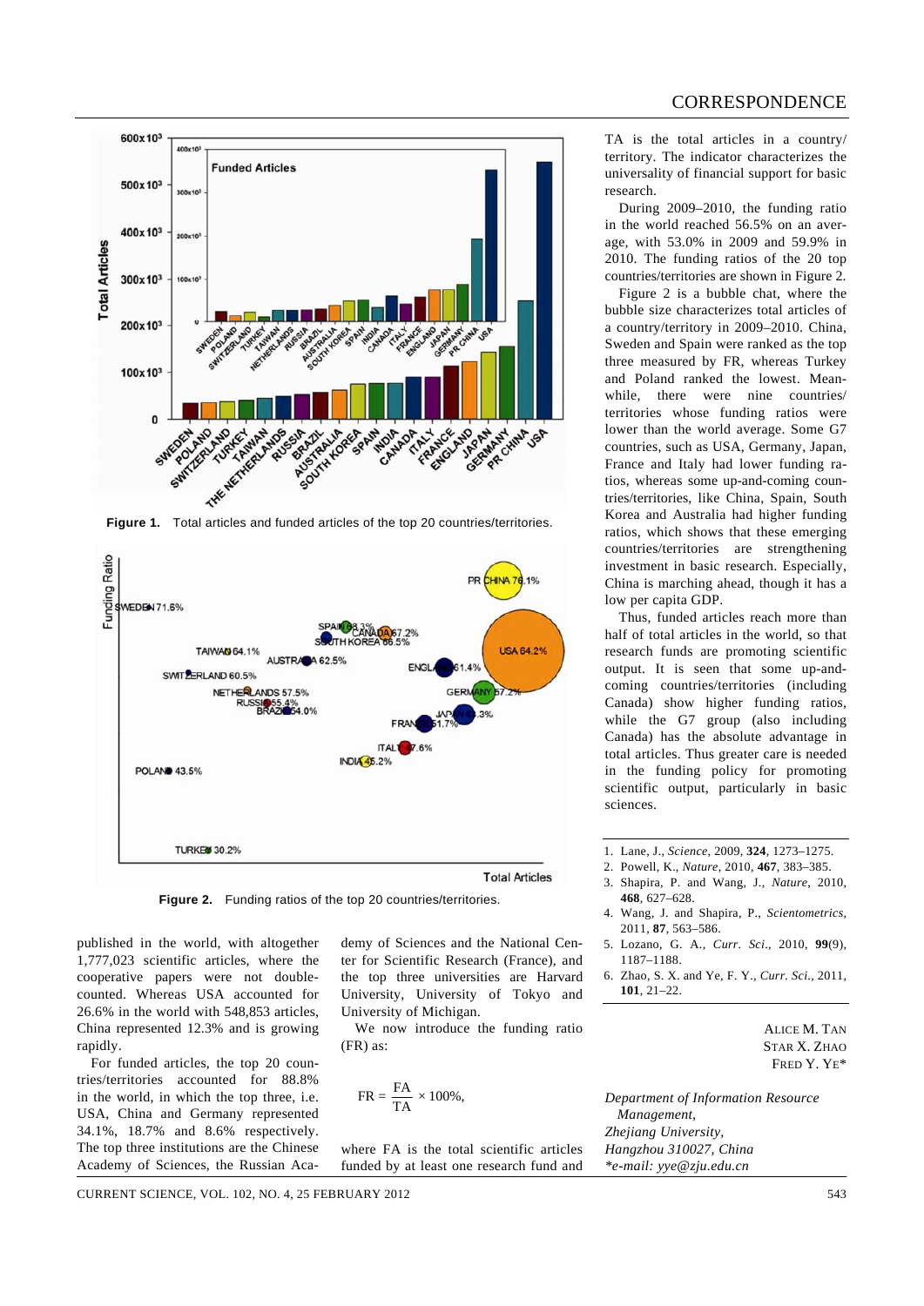600x10³
500x10³
400x10³
300x10³
200x10³
100x10³
0

Total Articles

Funded Articles

400x10³
300x10³
200x10³
100x10³
0

SWEDEN POLAND SWITZERLAND TURKEY TAIWAN NETHERLANDS RUSSIA BRAZIL AUSTRALIA SOUTH KOREA SPAIN INDIA CANADA ITALY FRANCE ENGLAND JAPAN GERMANY PR CHINA USA

SWEDEN POLAND SWITZERLAND TURKEY TAIWAN THE NETHERLANDS RUSSIA BRAZIL AUSTRALIA SOUTH KOREA SPAIN INDIA CANADA ITALY FRANCE ENGLAND JAPAN GERMANY PR CHINA USA

**Figure 1.** Total articles and funded articles of the top 20 countries/territories.

Funding Ratio

PR CHINA 76.1%
SWEDEN 71.6%
SPAIN 68.3%
CANADA 67.2%
SOUTH KOREA 66.5%
TAIWAN 64.1%
AUSTRALIA 62.5%
USA 64.2%
ENGLAND 61.4%
SWITZERLAND 60.5%
NETHERLANDS 57.5%
RUSSIA 55.4%
BRAZIL 54.0%
GERMANY 57.2%
JAPAN 53.3%
FRANCE 51.7%
ITALY 47.6%
INDIA 45.2%
POLAND 43.5%
TURKEY 30.2%

Total Articles

**Figure 2.** Funding ratios of the top 20 countries/territories.

published in the world, with altogether 1,777,023 scientific articles, where the cooperative papers were not double-counted. Whereas USA accounted for 26.6% in the world with 548,853 articles, China represented 12.3% and is growing rapidly.

For funded articles, the top 20 countries/territories accounted for 88.8% in the world, in which the top three, i.e. USA, China and Germany represented 34.1%, 18.7% and 8.6% respectively. The top three institutions are the Chinese Academy of Sciences, the Russian Academy of Sciences and the National Center for Scientific Research (France), and the top three universities are Harvard University, University of Tokyo and University of Michigan.

We now introduce the funding ratio (FR) as:

$$\mathrm{FR} = \frac{\mathrm{FA}}{\mathrm{TA}} \times 100\%,$$

where FA is the total scientific articles funded by at least one research fund and TA is the total articles in a country/territory. The indicator characterizes the universality of financial support for basic research.

During 2009–2010, the funding ratio in the world reached 56.5% on an average, with 53.0% in 2009 and 59.9% in 2010. The funding ratios of the 20 top countries/territories are shown in Figure 2.

Figure 2 is a bubble chat, where the bubble size characterizes total articles of a country/territory in 2009–2010. China, Sweden and Spain were ranked as the top three measured by FR, whereas Turkey and Poland ranked the lowest. Meanwhile, there were nine countries/territories whose funding ratios were lower than the world average. Some G7 countries, such as USA, Germany, Japan, France and Italy had lower funding ratios, whereas some up-and-coming countries/territories, like China, Spain, South Korea and Australia had higher funding ratios, which shows that these emerging countries/territories are strengthening investment in basic research. Especially, China is marching ahead, though it has a low per capita GDP.

Thus, funded articles reach more than half of total articles in the world, so that research funds are promoting scientific output. It is seen that some up-and-coming countries/territories (including Canada) show higher funding ratios, while the G7 group (also including Canada) has the absolute advantage in total articles. Thus greater care is needed in the funding policy for promoting scientific output, particularly in basic sciences.

1. Lane, J., *Science*, 2009, **324**, 1273–1275.
2. Powell, K., *Nature*, 2010, **467**, 383–385.
3. Shapira, P. and Wang, J., *Nature*, 2010, **468**, 627–628.
4. Wang, J. and Shapira, P., *Scientometrics*, 2011, **87**, 563–586.
5. Lozano, G. A., *Curr. Sci.*, 2010, **99**(9), 1187–1188.
6. Zhao, S. X. and Ye, F. Y., *Curr. Sci.*, 2011, **101**, 21–22.

ALICE M. TAN
STAR X. ZHAO
FRED Y. YE*

*Department of Information Resource Management,*
*Zhejiang University,*
*Hangzhou 310027, China*
**e-mail: yye@zju.edu.cn*